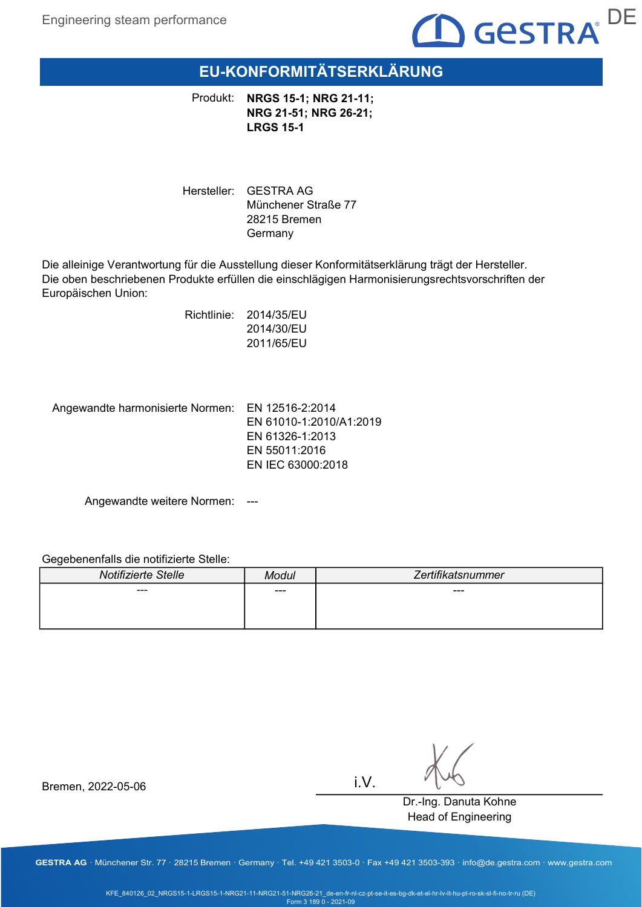# EU-KONFORMITÄTSERKLÄRUNG

Produkt: **NRGS 15-1; NRG 21-11; NRG 21-51; NRG 26-21; LRGS 15-1**

Hersteller: GESTRA AG
Münchener Straße 77
28215 Bremen
Germany

Die alleinige Verantwortung für die Ausstellung dieser Konformitätserklärung trägt der Hersteller.
Die oben beschriebenen Produkte erfüllen die einschlägigen Harmonisierungsrechtsvorschriften der Europäischen Union:

Richtlinie: 2014/35/EU
2014/30/EU
2011/65/EU

Angewandte harmonisierte Normen: EN 12516-2:2014
EN 61010-1:2010/A1:2019
EN 61326-1:2013
EN 55011:2016
EN IEC 63000:2018

Angewandte weitere Normen: ---

Gegebenenfalls die notifizierte Stelle:

| *Notifizierte Stelle* | *Modul* | *Zertifikatsnummer* |
|---|---|---|
| --- | --- | --- |

Bremen, 2022-05-06

i.V.

Dr.-Ing. Danuta Kohne
Head of Engineering

**GESTRA AG** · Münchener Str. 77 · 28215 Bremen · Germany · Tel. +49 421 3503-0 · Fax +49 421 3503-393 · info@de.gestra.com · www.gestra.com

KFE_840126_02_NRGS15-1-LRGS15-1-NRG21-11-NRG21-51-NRG26-21_de-en-fr-nl-cz-pt-se-it-es-bg-dk-et-el-hr-lv-lt-hu-pl-ro-sk-sl-fi-no-tr-ru (DE)
Form 3 189 0 - 2021-09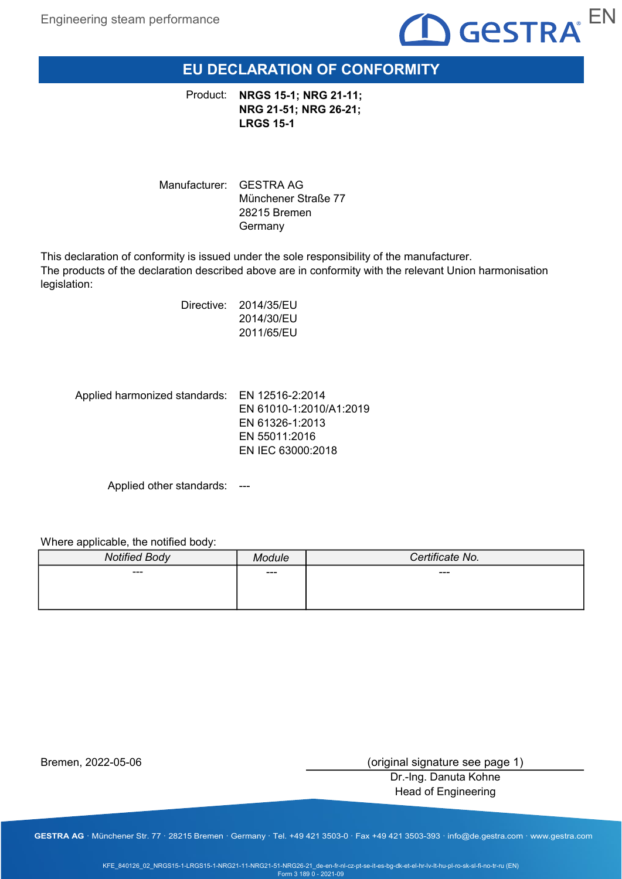# EU DECLARATION OF CONFORMITY

Product: **NRGS 15-1; NRG 21-11; NRG 21-51; NRG 26-21; LRGS 15-1**

Manufacturer: GESTRA AG
Münchener Straße 77
28215 Bremen
Germany

This declaration of conformity is issued under the sole responsibility of the manufacturer.
The products of the declaration described above are in conformity with the relevant Union harmonisation legislation:

Directive: 2014/35/EU
2014/30/EU
2011/65/EU

Applied harmonized standards: EN 12516-2:2014
EN 61010-1:2010/A1:2019
EN 61326-1:2013
EN 55011:2016
EN IEC 63000:2018

Applied other standards: ---

Where applicable, the notified body:

| *Notified Body* | *Module* | *Certificate No.* |
| --- | --- | --- |
| --- | --- | --- |

Bremen, 2022-05-06

(original signature see page 1)
Dr.-Ing. Danuta Kohne
Head of Engineering

GESTRA AG · Münchener Str. 77 · 28215 Bremen · Germany · Tel. +49 421 3503-0 · Fax +49 421 3503-393 · info@de.gestra.com · www.gestra.com

KFE_840126_02_NRGS15-1-LRGS15-1-NRG21-11-NRG21-51-NRG26-21_de-en-fr-nl-cz-pt-se-it-es-bg-dk-et-el-hr-lv-lt-hu-pl-ro-sk-sl-fi-no-tr-ru (EN)
Form 3 189 0 - 2021-09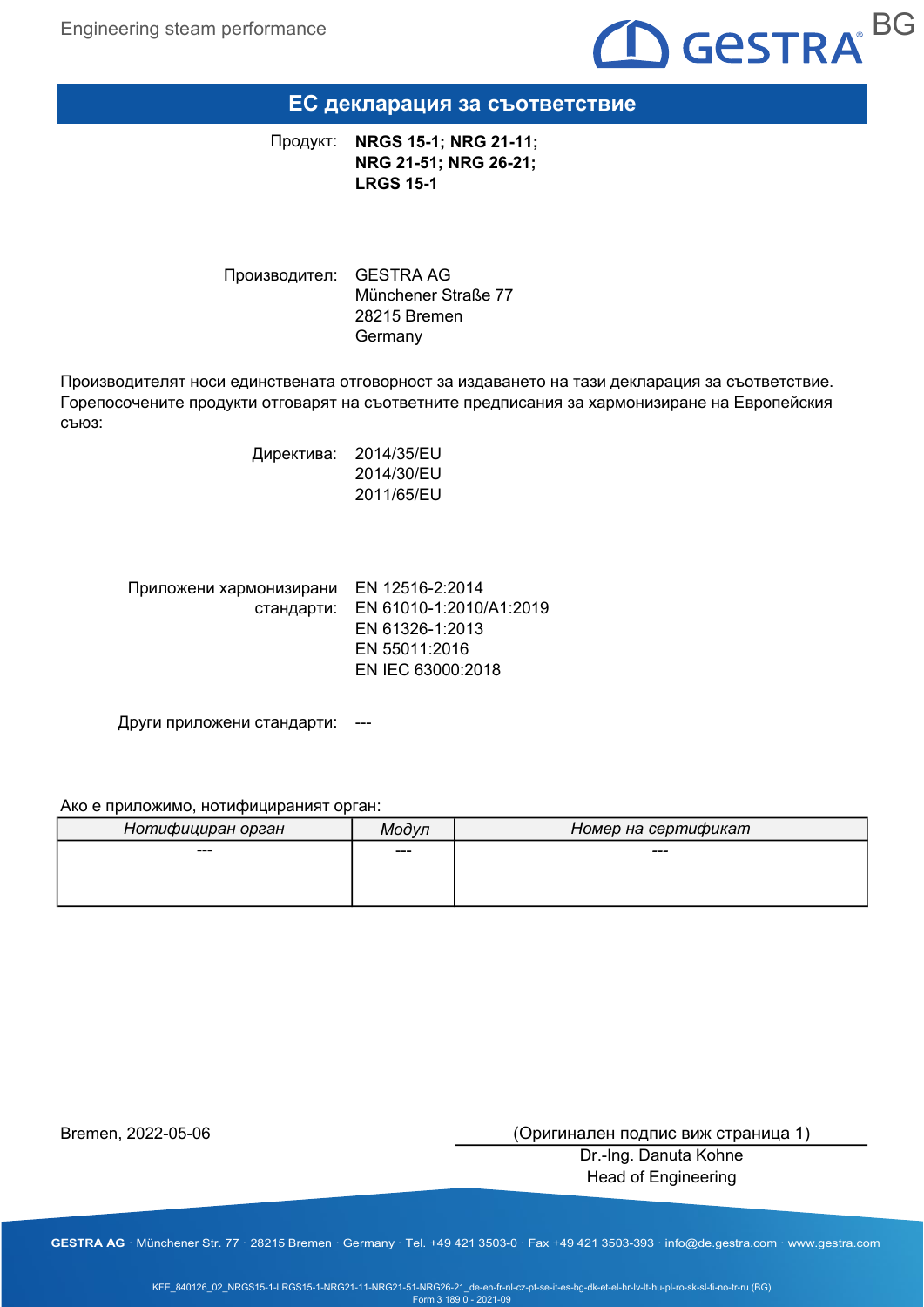# ЕС декларация за съответствие

Продукт: **NRGS 15-1; NRG 21-11; NRG 21-51; NRG 26-21; LRGS 15-1**

Производител: GESTRA AG
Münchener Straße 77
28215 Bremen
Germany

Производителят носи единствената отговорност за издаването на тази декларация за съответствие. Горепосочените продукти отговарят на съответните предписания за хармонизиране на Европейския съюз:

Директива: 2014/35/EU
2014/30/EU
2011/65/EU

Приложени хармонизирани стандарти: EN 12516-2:2014
EN 61010-1:2010/A1:2019
EN 61326-1:2013
EN 55011:2016
EN IEC 63000:2018

Други приложени стандарти: ---

Ако е приложимо, нотифицираният орган:

| *Нотифициран орган* | *Модул* | *Номер на сертификат* |
|---|---|---|
| --- | --- | --- |

Bremen, 2022-05-06

(Оригинален подпис виж страница 1)
Dr.-Ing. Danuta Kohne
Head of Engineering

GESTRA AG · Münchener Str. 77 · 28215 Bremen · Germany · Tel. +49 421 3503-0 · Fax +49 421 3503-393 · info@de.gestra.com · www.gestra.com

KFE_840126_02_NRGS15-1-LRGS15-1-NRG21-11-NRG21-51-NRG26-21_de-en-fr-nl-cz-pt-se-it-es-bg-dk-et-el-hr-lv-lt-hu-pl-ro-sk-sl-fi-no-tr-ru (BG)
Form 3 189 0 - 2021-09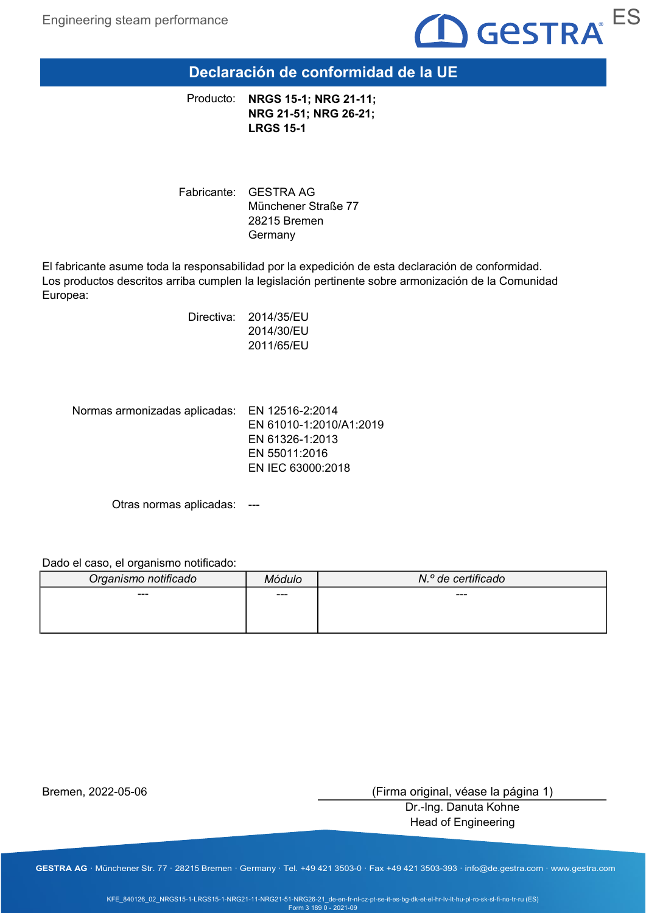# Declaración de conformidad de la UE

Producto: **NRGS 15-1; NRG 21-11; NRG 21-51; NRG 26-21; LRGS 15-1**

Fabricante: GESTRA AG
Münchener Straße 77
28215 Bremen
Germany

El fabricante asume toda la responsabilidad por la expedición de esta declaración de conformidad. Los productos descritos arriba cumplen la legislación pertinente sobre armonización de la Comunidad Europea:

Directiva: 2014/35/EU
2014/30/EU
2011/65/EU

Normas armonizadas aplicadas: EN 12516-2:2014
EN 61010-1:2010/A1:2019
EN 61326-1:2013
EN 55011:2016
EN IEC 63000:2018

Otras normas aplicadas: ---

Dado el caso, el organismo notificado:

| *Organismo notificado* | *Módulo* | *N.º de certificado* |
|---|---|---|
| --- | --- | --- |

Bremen, 2022-05-06

(Firma original, véase la página 1)
Dr.-Ing. Danuta Kohne
Head of Engineering

**GESTRA AG** · Münchener Str. 77 · 28215 Bremen · Germany · Tel. +49 421 3503-0 · Fax +49 421 3503-393 · info@de.gestra.com · www.gestra.com

KFE_840126_02_NRGS15-1-LRGS15-1-NRG21-11-NRG21-51-NRG26-21_de-en-fr-nl-cz-pt-se-it-es-bg-dk-et-el-hr-lv-lt-hu-pl-ro-sk-sl-fi-no-tr-ru (ES)
Form 3 189 0 - 2021-09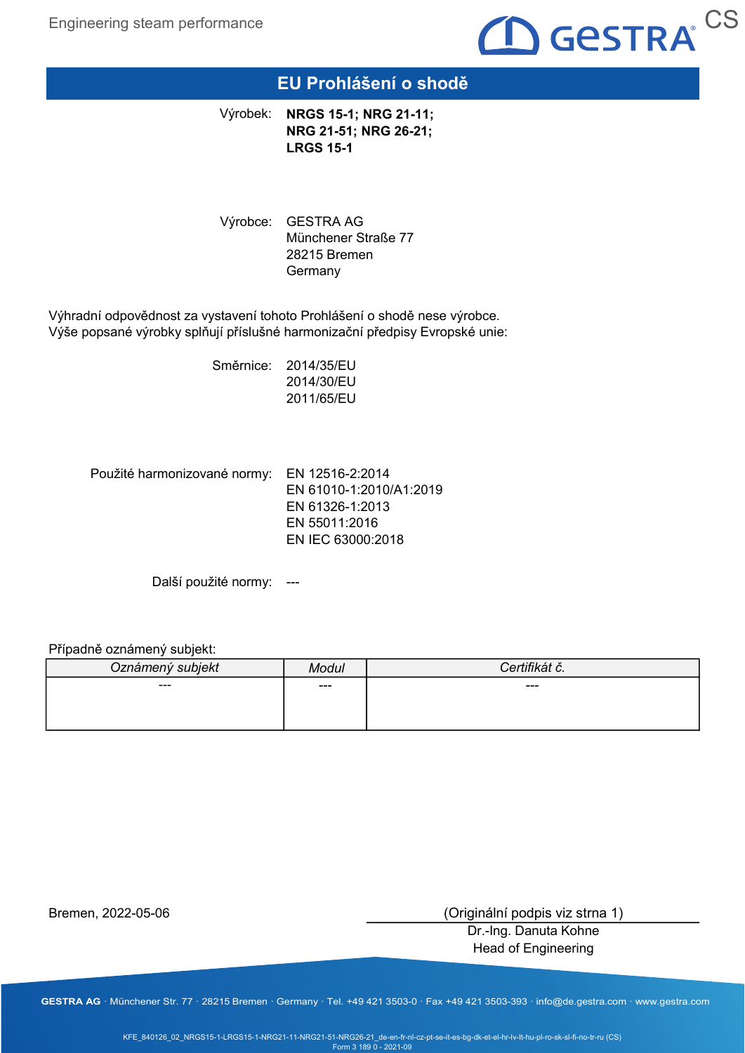# EU Prohlášení o shodě

Výrobek: **NRGS 15-1; NRG 21-11; NRG 21-51; NRG 26-21; LRGS 15-1**

Výrobce: GESTRA AG
Münchener Straße 77
28215 Bremen
Germany

Výhradní odpovědnost za vystavení tohoto Prohlášení o shodě nese výrobce.
Výše popsané výrobky splňují příslušné harmonizační předpisy Evropské unie:

Směrnice: 2014/35/EU
2014/30/EU
2011/65/EU

Použité harmonizované normy: EN 12516-2:2014
EN 61010-1:2010/A1:2019
EN 61326-1:2013
EN 55011:2016
EN IEC 63000:2018

Další použité normy: ---

Případně oznámený subjekt:

| *Oznámený subjekt* | *Modul* | *Certifikát č.* |
|---|---|---|
| --- | --- | --- |

Bremen, 2022-05-06

(Originální podpis viz strna 1)
Dr.-Ing. Danuta Kohne
Head of Engineering

**GESTRA AG** · Münchener Str. 77 · 28215 Bremen · Germany · Tel. +49 421 3503-0 · Fax +49 421 3503-393 · info@de.gestra.com · www.gestra.com

KFE_840126_02_NRGS15-1-LRGS15-1-NRG21-11-NRG21-51-NRG26-21_de-en-fr-nl-cz-pt-se-it-es-bg-dk-et-el-hr-lv-lt-hu-pl-ro-sk-sl-fi-no-tr-ru (CS)
Form 3 189 0 - 2021-09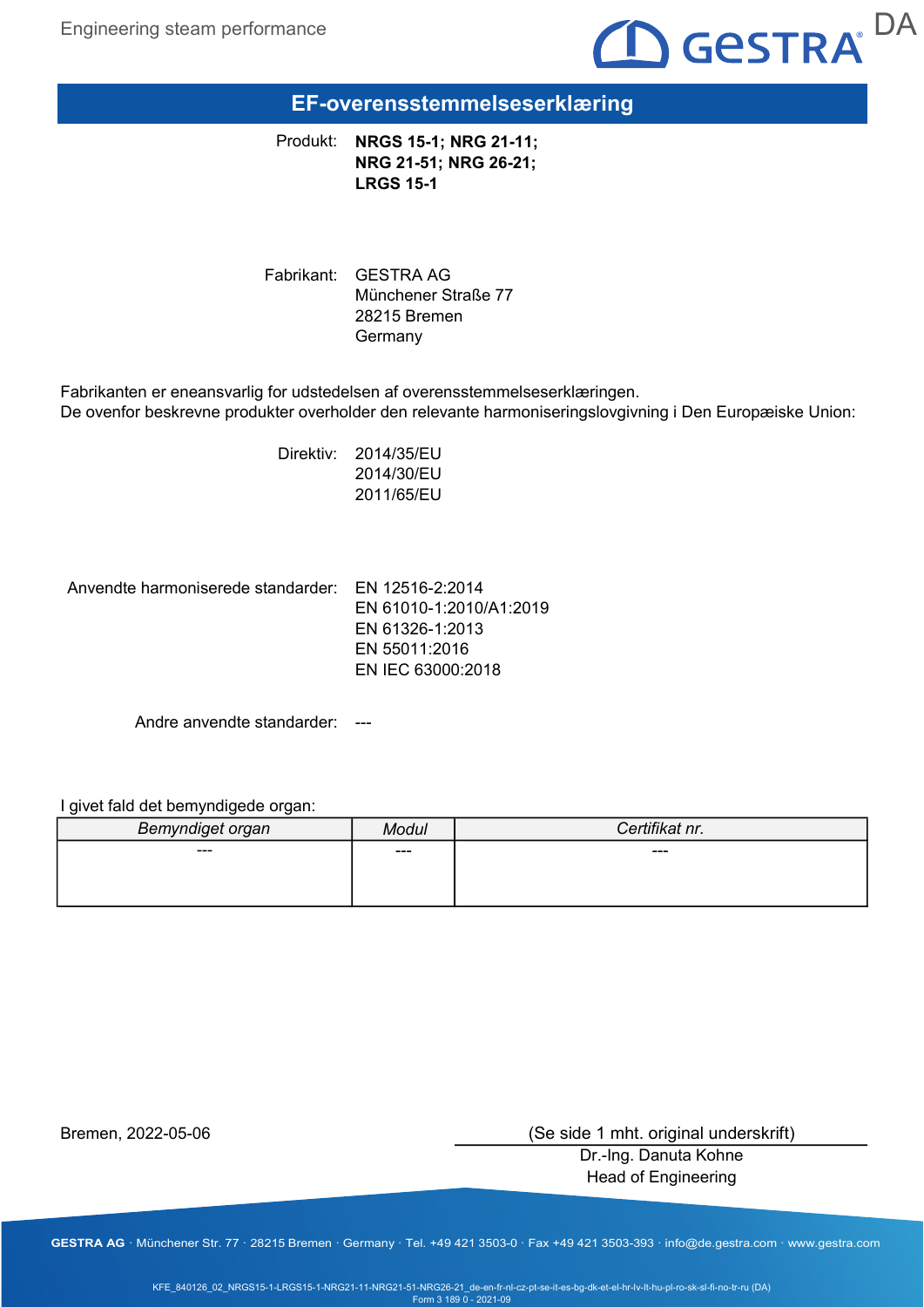# EF-overensstemmelseserklæring

Produkt: **NRGS 15-1; NRG 21-11; NRG 21-51; NRG 26-21; LRGS 15-1**

Fabrikant: GESTRA AG
Münchener Straße 77
28215 Bremen
Germany

Fabrikanten er eneansvarlig for udstedelsen af overensstemmelseserklæringen.
De ovenfor beskrevne produkter overholder den relevante harmoniseringslovgivning i Den Europæiske Union:

Direktiv: 2014/35/EU
2014/30/EU
2011/65/EU

Anvendte harmoniserede standarder: EN 12516-2:2014
EN 61010-1:2010/A1:2019
EN 61326-1:2013
EN 55011:2016
EN IEC 63000:2018

Andre anvendte standarder: ---

I givet fald det bemyndigede organ:

| *Bemyndiget organ* | *Modul* | *Certifikat nr.* |
|---|---|---|
| --- | --- | --- |

Bremen, 2022-05-06

(Se side 1 mht. original underskrift)
Dr.-Ing. Danuta Kohne
Head of Engineering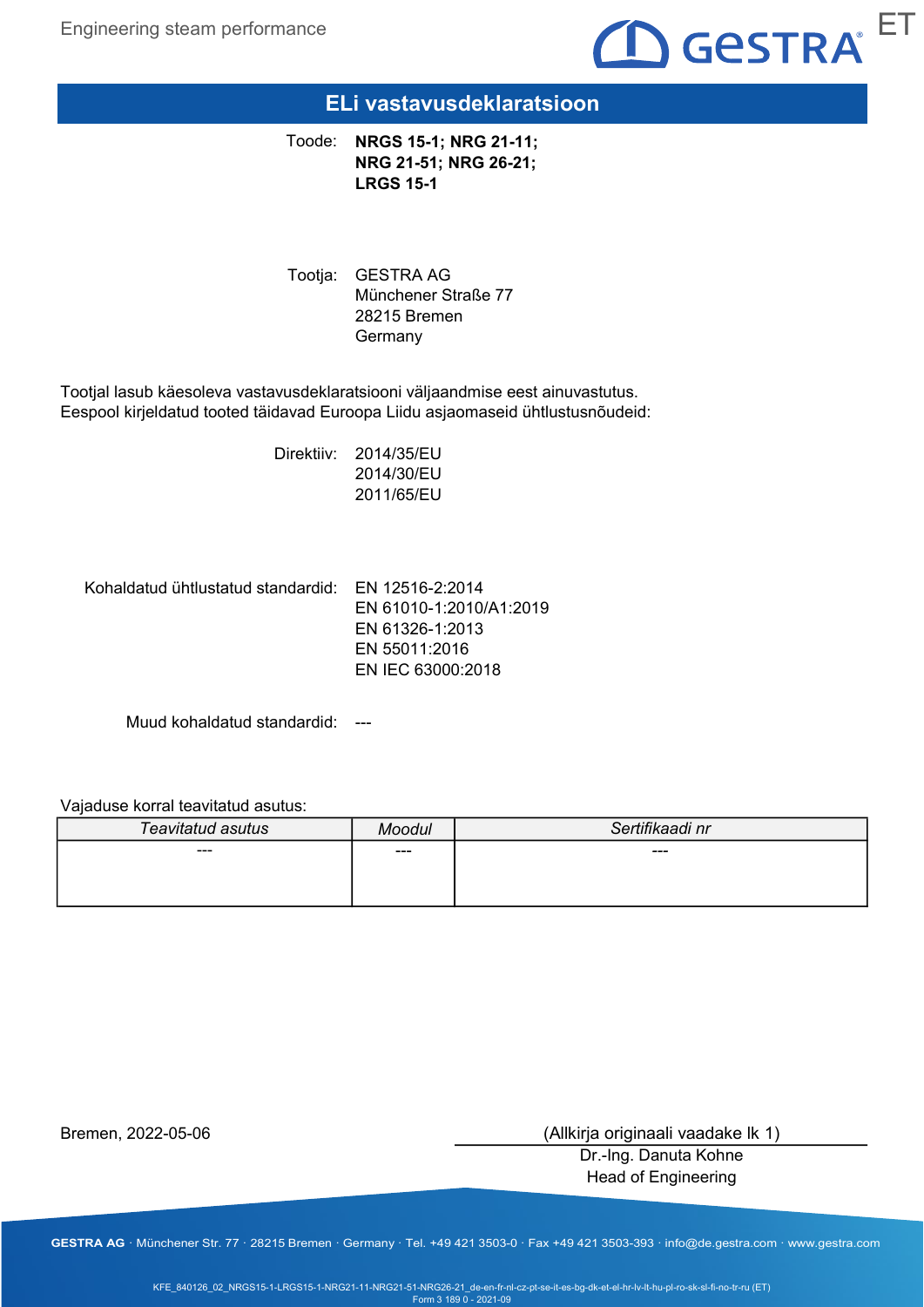# ELi vastavusdeklaratsioon

Toode: **NRGS 15-1; NRG 21-11; NRG 21-51; NRG 26-21; LRGS 15-1**

Tootja: GESTRA AG
Münchener Straße 77
28215 Bremen
Germany

Tootjal lasub käesoleva vastavusdeklaratsiooni väljaandmise eest ainuvastutus.
Eespool kirjeldatud tooted täidavad Euroopa Liidu asjaomaseid ühtlustusnõudeid:

Direktiiv: 2014/35/EU
2014/30/EU
2011/65/EU

Kohaldatud ühtlustatud standardid: EN 12516-2:2014
EN 61010-1:2010/A1:2019
EN 61326-1:2013
EN 55011:2016
EN IEC 63000:2018

Muud kohaldatud standardid: ---

Vajaduse korral teavitatud asutus:

| *Teavitatud asutus* | *Moodul* | *Sertifikaadi nr* |
| --- | --- | --- |
| --- | --- | --- |

Bremen, 2022-05-06

(Allkirja originaali vaadake lk 1)
Dr.-Ing. Danuta Kohne
Head of Engineering

**GESTRA AG** · Münchener Str. 77 · 28215 Bremen · Germany · Tel. +49 421 3503-0 · Fax +49 421 3503-393 · info@de.gestra.com · www.gestra.com

KFE_840126_02_NRGS15-1-LRGS15-1-NRG21-11-NRG21-51-NRG26-21_de-en-fr-nl-cz-pt-se-it-es-bg-dk-et-el-hr-lv-lt-hu-pl-ro-sk-sl-fi-no-tr-ru (ET)
Form 3 189 0 - 2021-09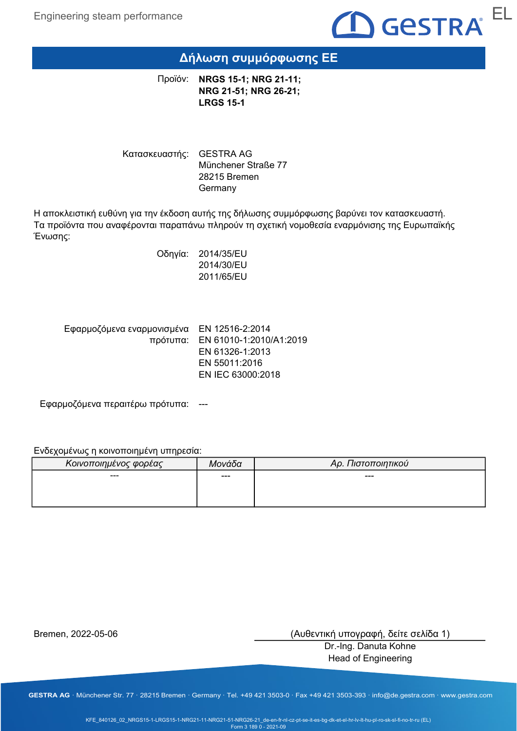# Δήλωση συμμόρφωσης ΕΕ

Προϊόν: **NRGS 15-1; NRG 21-11; NRG 21-51; NRG 26-21; LRGS 15-1**

Κατασκευαστής: GESTRA AG
Münchener Straße 77
28215 Bremen
Germany

Η αποκλειστική ευθύνη για την έκδοση αυτής της δήλωσης συμμόρφωσης βαρύνει τον κατασκευαστή.
Τα προϊόντα που αναφέρονται παραπάνω πληρούν τη σχετική νομοθεσία εναρμόνισης της Ευρωπαϊκής Ένωσης:

Οδηγία: 2014/35/EU
2014/30/EU
2011/65/EU

Εφαρμοζόμενα εναρμονισμένα πρότυπα: EN 12516-2:2014
EN 61010-1:2010/A1:2019
EN 61326-1:2013
EN 55011:2016
EN IEC 63000:2018

Εφαρμοζόμενα περαιτέρω πρότυπα: ---

Ενδεχομένως η κοινοποιημένη υπηρεσία:

| *Κοινοποιημένος φορέας* | *Μονάδα* | *Αρ. Πιστοποιητικού* |
|---|---|---|
| --- | --- | --- |

Bremen, 2022-05-06

(Αυθεντική υπογραφή, δείτε σελίδα 1)
Dr.-Ing. Danuta Kohne
Head of Engineering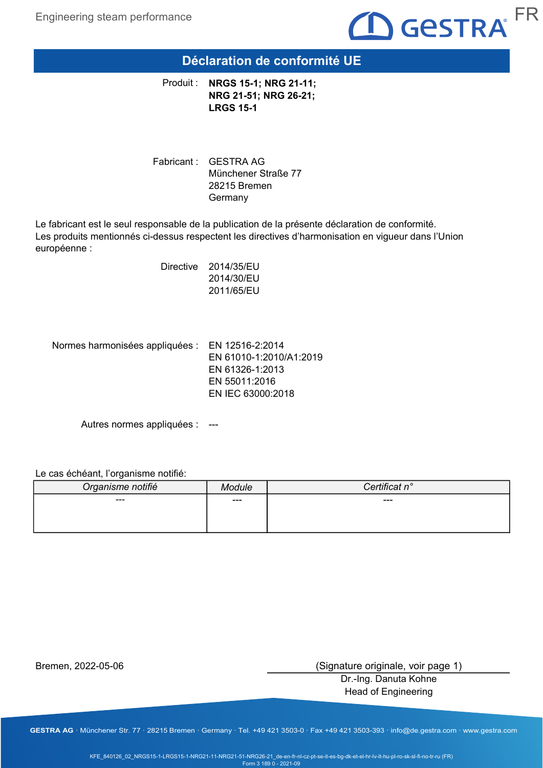# Déclaration de conformité UE

Produit : **NRGS 15-1; NRG 21-11; NRG 21-51; NRG 26-21; LRGS 15-1**

Fabricant : GESTRA AG
Münchener Straße 77
28215 Bremen
Germany

Le fabricant est le seul responsable de la publication de la présente déclaration de conformité.
Les produits mentionnés ci-dessus respectent les directives d'harmonisation en vigueur dans l'Union européenne :

Directive 2014/35/EU
2014/30/EU
2011/65/EU

Normes harmonisées appliquées : EN 12516-2:2014
EN 61010-1:2010/A1:2019
EN 61326-1:2013
EN 55011:2016
EN IEC 63000:2018

Autres normes appliquées : ---

Le cas échéant, l'organisme notifié:

| *Organisme notifié* | *Module* | *Certificat n°* |
|---|---|---|
| --- | --- | --- |

Bremen, 2022-05-06

(Signature originale, voir page 1)
Dr.-Ing. Danuta Kohne
Head of Engineering

**GESTRA AG** · Münchener Str. 77 · 28215 Bremen · Germany · Tel. +49 421 3503-0 · Fax +49 421 3503-393 · info@de.gestra.com · www.gestra.com

KFE_840126_02_NRGS15-1-LRGS15-1-NRG21-11-NRG21-51-NRG26-21_de-en-fr-nl-cz-pt-se-it-es-bg-dk-et-el-hr-lv-lt-hu-pl-ro-sk-sl-fi-no-tr-ru (FR)
Form 3 189 0 - 2021-09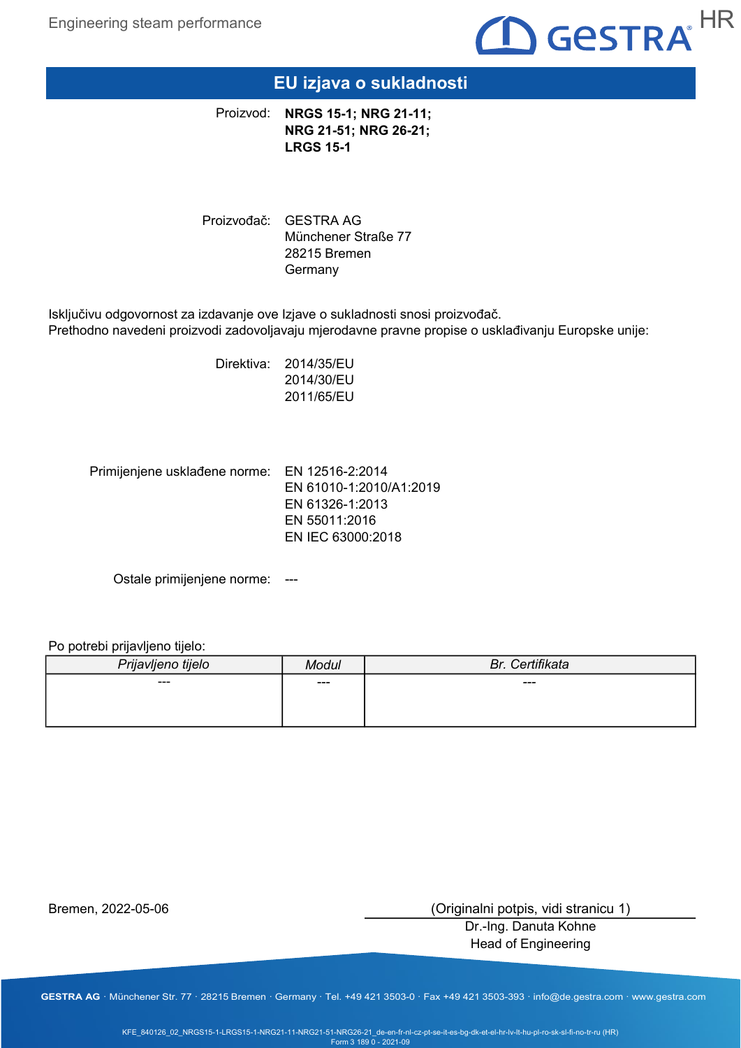# EU izjava o sukladnosti

Proizvod: **NRGS 15-1; NRG 21-11; NRG 21-51; NRG 26-21; LRGS 15-1**

Proizvođač: GESTRA AG
Münchener Straße 77
28215 Bremen
Germany

Isključivu odgovornost za izdavanje ove Izjave o sukladnosti snosi proizvođač.
Prethodno navedeni proizvodi zadovoljavaju mjerodavne pravne propise o usklađivanju Europske unije:

Direktiva: 2014/35/EU
2014/30/EU
2011/65/EU

Primijenjene usklađene norme: EN 12516-2:2014
EN 61010-1:2010/A1:2019
EN 61326-1:2013
EN 55011:2016
EN IEC 63000:2018

Ostale primijenjene norme: ---

Po potrebi prijavljeno tijelo:

| *Prijavljeno tijelo* | *Modul* | *Br. Certifikata* |
| --- | --- | --- |
| --- | --- | --- |

Bremen, 2022-05-06

(Originalni potpis, vidi stranicu 1)
Dr.-Ing. Danuta Kohne
Head of Engineering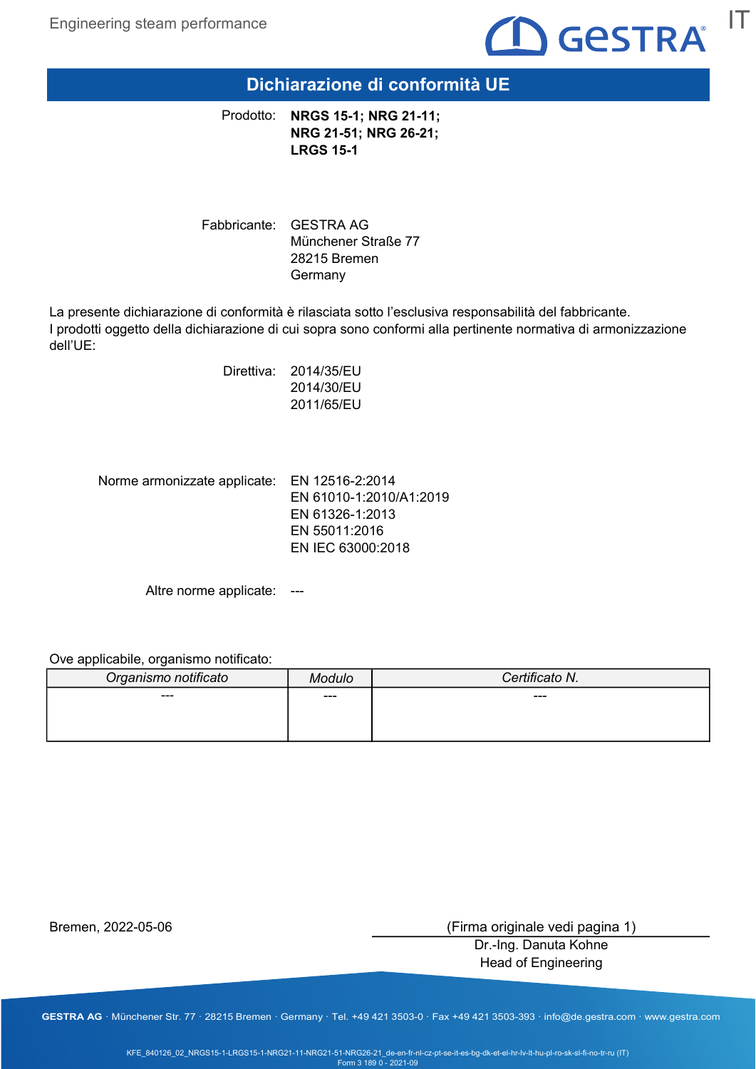# Dichiarazione di conformità UE

Prodotto: **NRGS 15-1; NRG 21-11; NRG 21-51; NRG 26-21; LRGS 15-1**

Fabbricante: GESTRA AG
Münchener Straße 77
28215 Bremen
Germany

La presente dichiarazione di conformità è rilasciata sotto l'esclusiva responsabilità del fabbricante.
I prodotti oggetto della dichiarazione di cui sopra sono conformi alla pertinente normativa di armonizzazione dell'UE:

Direttiva: 2014/35/EU
2014/30/EU
2011/65/EU

Norme armonizzate applicate: EN 12516-2:2014
EN 61010-1:2010/A1:2019
EN 61326-1:2013
EN 55011:2016
EN IEC 63000:2018

Altre norme applicate: ---

Ove applicabile, organismo notificato:

| *Organismo notificato* | *Modulo* | *Certificato N.* |
|---|---|---|
| --- | --- | --- |

Bremen, 2022-05-06

(Firma originale vedi pagina 1)
Dr.-Ing. Danuta Kohne
Head of Engineering

GESTRA AG · Münchener Str. 77 · 28215 Bremen · Germany · Tel. +49 421 3503-0 · Fax +49 421 3503-393 · info@de.gestra.com · www.gestra.com

KFE_840126_02_NRGS15-1-LRGS15-1-NRG21-11-NRG21-51-NRG26-21_de-en-fr-nl-cz-pt-se-it-es-bg-dk-et-el-hr-lv-lt-hu-pl-ro-sk-sl-fi-no-tr-ru (IT)
Form 3 189 0 - 2021-09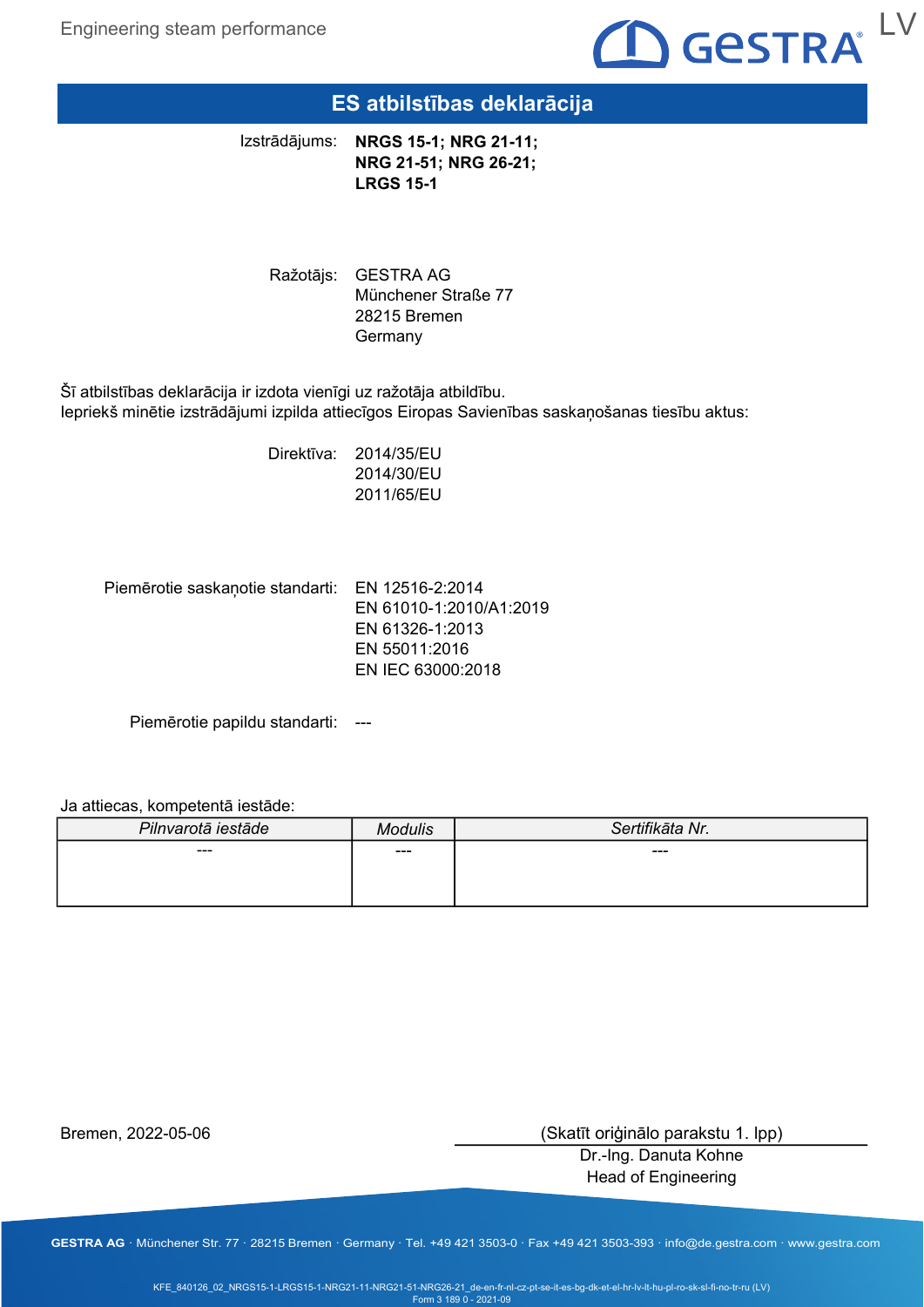# ES atbilstības deklarācija

Izstrādājums: **NRGS 15-1; NRG 21-11; NRG 21-51; NRG 26-21; LRGS 15-1**

Ražotājs: GESTRA AG
Münchener Straße 77
28215 Bremen
Germany

Šī atbilstības deklarācija ir izdota vienīgi uz ražotāja atbildību.
Iepriekš minētie izstrādājumi izpilda attiecīgos Eiropas Savienības saskaņošanas tiesību aktus:

Direktīva: 2014/35/EU
2014/30/EU
2011/65/EU

Piemērotie saskaņotie standarti: EN 12516-2:2014
EN 61010-1:2010/A1:2019
EN 61326-1:2013
EN 55011:2016
EN IEC 63000:2018

Piemērotie papildu standarti: ---

Ja attiecas, kompetentā iestāde:

| *Pilnvarotā iestāde* | *Modulis* | *Sertifikāta Nr.* |
|---|---|---|
| --- | --- | --- |

Bremen, 2022-05-06

(Skatīt oriģinālo parakstu 1. lpp)
Dr.-Ing. Danuta Kohne
Head of Engineering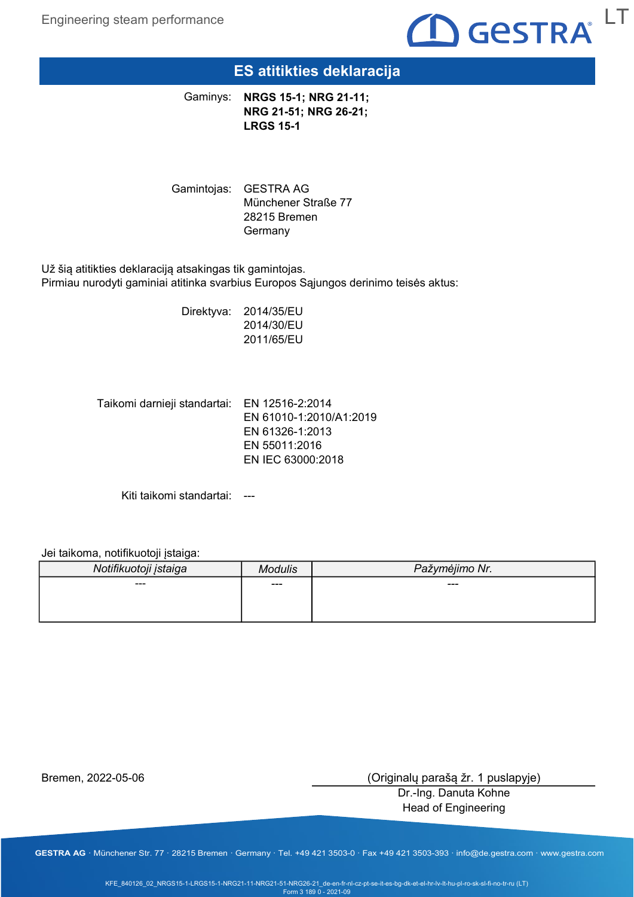# ES atitikties deklaracija

Gaminys: **NRGS 15-1; NRG 21-11; NRG 21-51; NRG 26-21; LRGS 15-1**

Gamintojas: GESTRA AG
Münchener Straße 77
28215 Bremen
Germany

Už šią atitikties deklaraciją atsakingas tik gamintojas.
Pirmiau nurodyti gaminiai atitinka svarbius Europos Sąjungos derinimo teisės aktus:

Direktyva: 2014/35/EU
2014/30/EU
2011/65/EU

Taikomi darnieji standartai: EN 12516-2:2014
EN 61010-1:2010/A1:2019
EN 61326-1:2013
EN 55011:2016
EN IEC 63000:2018

Kiti taikomi standartai: ---

Jei taikoma, notifikuotoji įstaiga:

| *Notifikuotoji įstaiga* | *Modulis* | *Pažymėjimo Nr.* |
|---|---|---|
| --- | --- | --- |

Bremen, 2022-05-06

(Originalų parašą žr. 1 puslapyje)
Dr.-Ing. Danuta Kohne
Head of Engineering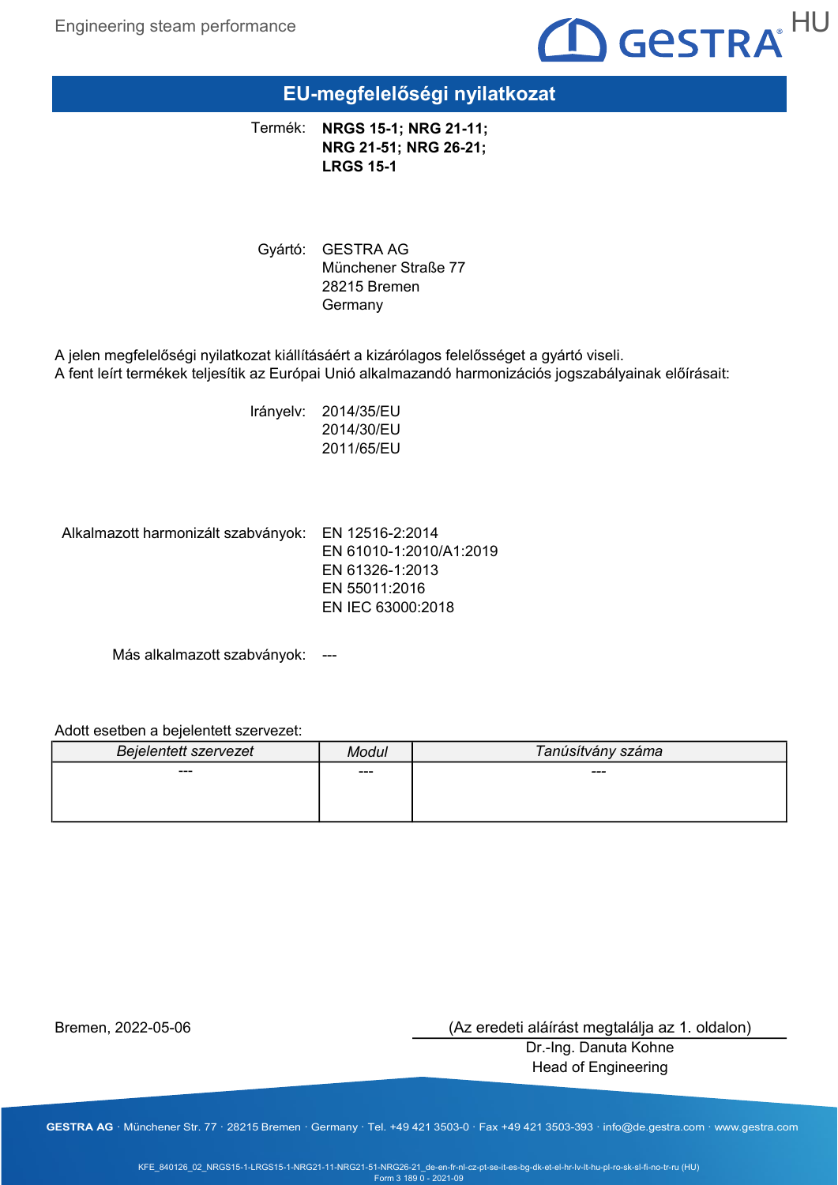# EU-megfelelőségi nyilatkozat

Termék: **NRGS 15-1; NRG 21-11; NRG 21-51; NRG 26-21; LRGS 15-1**

Gyártó: GESTRA AG
Münchener Straße 77
28215 Bremen
Germany

A jelen megfelelőségi nyilatkozat kiállításáért a kizárólagos felelősséget a gyártó viseli.
A fent leírt termékek teljesítik az Európai Unió alkalmazandó harmonizációs jogszabályainak előírásait:

Irányelv: 2014/35/EU
2014/30/EU
2011/65/EU

Alkalmazott harmonizált szabványok: EN 12516-2:2014
EN 61010-1:2010/A1:2019
EN 61326-1:2013
EN 55011:2016
EN IEC 63000:2018

Más alkalmazott szabványok: ---

Adott esetben a bejelentett szervezet:

| *Bejelentett szervezet* | *Modul* | *Tanúsítvány száma* |
|---|---|---|
| --- | --- | --- |

Bremen, 2022-05-06

(Az eredeti aláírást megtalálja az 1. oldalon)
Dr.-Ing. Danuta Kohne
Head of Engineering

GESTRA AG · Münchener Str. 77 · 28215 Bremen · Germany · Tel. +49 421 3503-0 · Fax +49 421 3503-393 · info@de.gestra.com · www.gestra.com

KFE_840126_02_NRGS15-1-LRGS15-1-NRG21-11-NRG21-51-NRG26-21_de-en-fr-nl-cz-pt-se-it-es-bg-dk-et-el-hr-lv-lt-hu-pl-ro-sk-sl-fi-no-tr-ru (HU)
Form 3 189 0 - 2021-09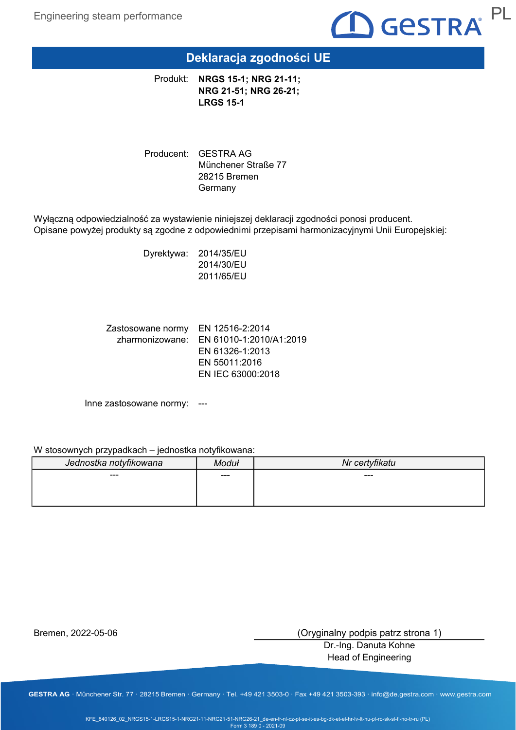# Deklaracja zgodności UE

Produkt: **NRGS 15-1; NRG 21-11; NRG 21-51; NRG 26-21; LRGS 15-1**

Producent: GESTRA AG
Münchener Straße 77
28215 Bremen
Germany

Wyłączną odpowiedzialność za wystawienie niniejszej deklaracji zgodności ponosi producent.
Opisane powyżej produkty są zgodne z odpowiednimi przepisami harmonizacyjnymi Unii Europejskiej:

Dyrektywa: 2014/35/EU
2014/30/EU
2011/65/EU

Zastosowane normy zharmonizowane: EN 12516-2:2014
EN 61010-1:2010/A1:2019
EN 61326-1:2013
EN 55011:2016
EN IEC 63000:2018

Inne zastosowane normy: ---

W stosownych przypadkach – jednostka notyfikowana:

| *Jednostka notyfikowana* | *Moduł* | *Nr certyfikatu* |
|---|---|---|
| --- | --- | --- |

Bremen, 2022-05-06

(Oryginalny podpis patrz strona 1)
Dr.-Ing. Danuta Kohne
Head of Engineering

**GESTRA AG** · Münchener Str. 77 · 28215 Bremen · Germany · Tel. +49 421 3503-0 · Fax +49 421 3503-393 · info@de.gestra.com · www.gestra.com

KFE_840126_02_NRGS15-1-LRGS15-1-NRG21-11-NRG21-51-NRG26-21_de-en-fr-nl-cz-pt-se-it-es-bg-dk-et-el-hr-lv-lt-hu-pl-ro-sk-sl-fi-no-tr-ru (PL)
Form 3 189 0 - 2021-09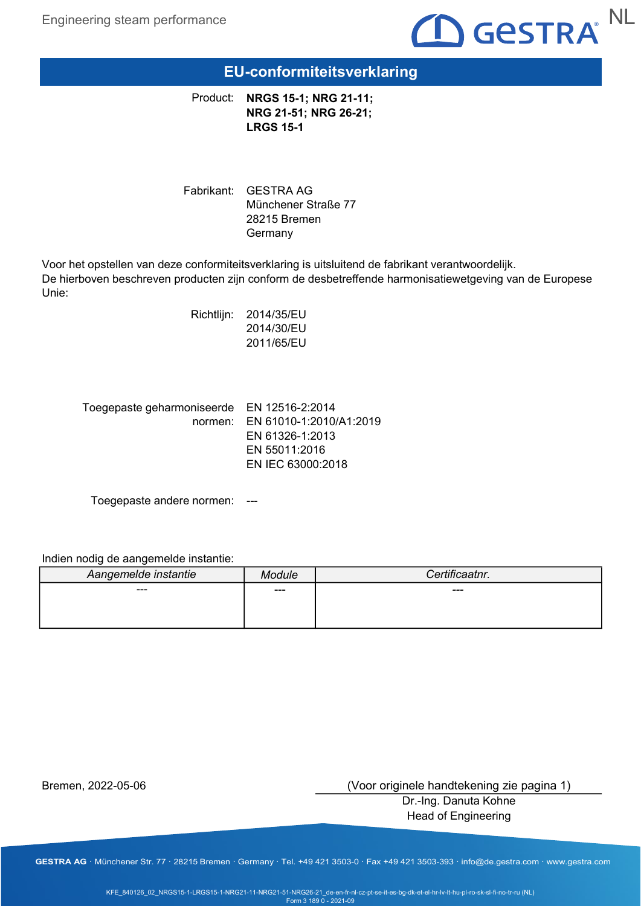# EU-conformiteitsverklaring

Product: **NRGS 15-1; NRG 21-11; NRG 21-51; NRG 26-21; LRGS 15-1**

Fabrikant: GESTRA AG
Münchener Straße 77
28215 Bremen
Germany

Voor het opstellen van deze conformiteitsverklaring is uitsluitend de fabrikant verantwoordelijk.
De hierboven beschreven producten zijn conform de desbetreffende harmonisatiewetgeving van de Europese Unie:

Richtlijn: 2014/35/EU
2014/30/EU
2011/65/EU

Toegepaste geharmoniseerde normen: EN 12516-2:2014
EN 61010-1:2010/A1:2019
EN 61326-1:2013
EN 55011:2016
EN IEC 63000:2018

Toegepaste andere normen: ---

Indien nodig de aangemelde instantie:

| *Aangemelde instantie* | *Module* | *Certificaatnr.* |
|---|---|---|
| --- | --- | --- |

Bremen, 2022-05-06

(Voor originele handtekening zie pagina 1)
Dr.-Ing. Danuta Kohne
Head of Engineering

**GESTRA AG** · Münchener Str. 77 · 28215 Bremen · Germany · Tel. +49 421 3503-0 · Fax +49 421 3503-393 · info@de.gestra.com · www.gestra.com

KFE_840126_02_NRGS15-1-LRGS15-1-NRG21-11-NRG21-51-NRG26-21_de-en-fr-nl-cz-pt-se-it-es-bg-dk-et-el-hr-lv-lt-hu-pl-ro-sk-sl-fi-no-tr-ru (NL)
Form 3 189 0 - 2021-09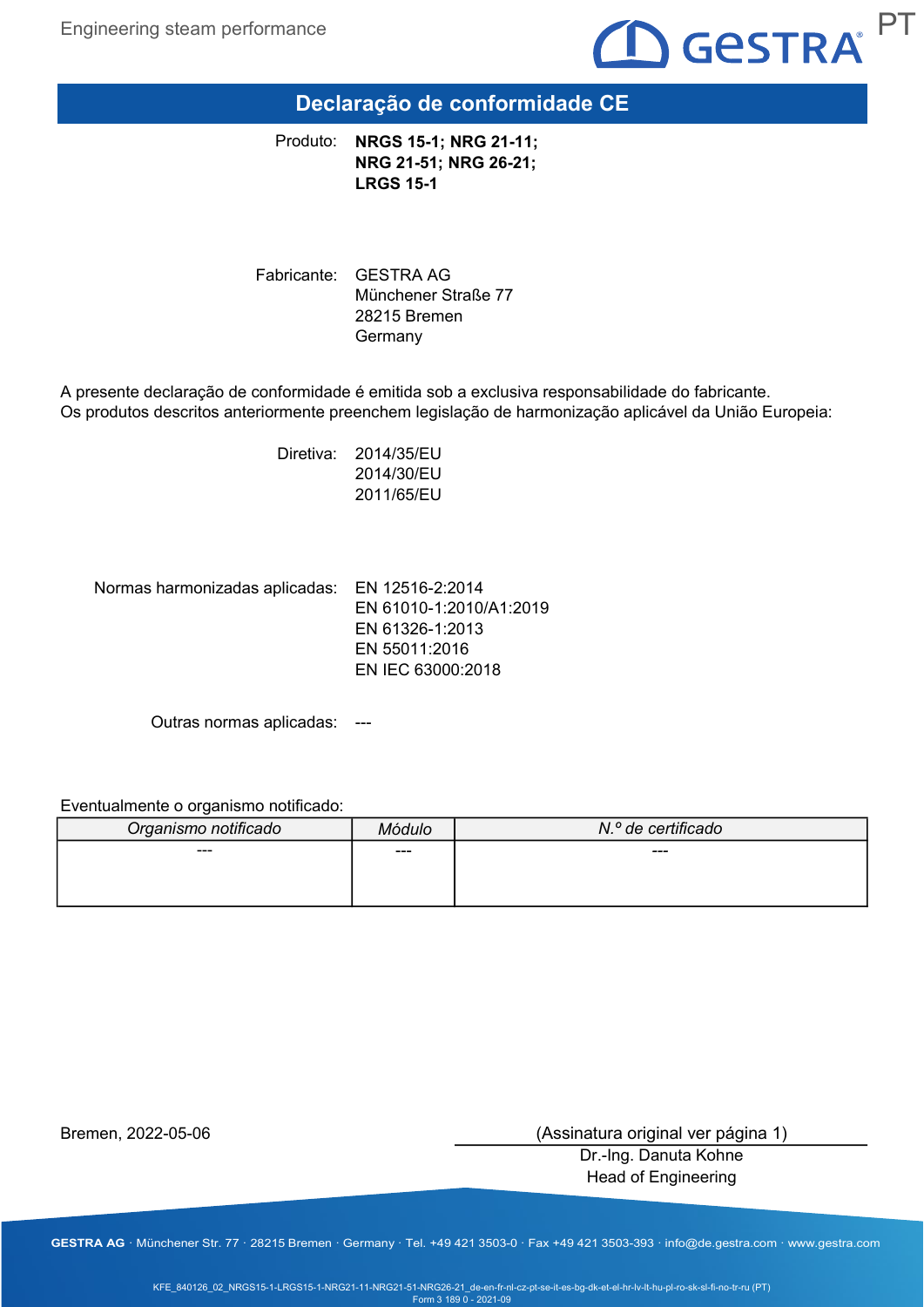# Declaração de conformidade CE

Produto: **NRGS 15-1; NRG 21-11; NRG 21-51; NRG 26-21; LRGS 15-1**

Fabricante: GESTRA AG
Münchener Straße 77
28215 Bremen
Germany

A presente declaração de conformidade é emitida sob a exclusiva responsabilidade do fabricante.
Os produtos descritos anteriormente preenchem legislação de harmonização aplicável da União Europeia:

Diretiva: 2014/35/EU
2014/30/EU
2011/65/EU

Normas harmonizadas aplicadas: EN 12516-2:2014
EN 61010-1:2010/A1:2019
EN 61326-1:2013
EN 55011:2016
EN IEC 63000:2018

Outras normas aplicadas: ---

Eventualmente o organismo notificado:

| *Organismo notificado* | *Módulo* | *N.º de certificado* |
|---|---|---|
| --- | --- | --- |

Bremen, 2022-05-06

(Assinatura original ver página 1)
Dr.-Ing. Danuta Kohne
Head of Engineering

**GESTRA AG** · Münchener Str. 77 · 28215 Bremen · Germany · Tel. +49 421 3503-0 · Fax +49 421 3503-393 · info@de.gestra.com · www.gestra.com

KFE_840126_02_NRGS15-1-LRGS15-1-NRG21-11-NRG21-51-NRG26-21_de-en-fr-nl-cz-pt-se-it-es-bg-dk-et-el-hr-lv-lt-hu-pl-ro-sk-sl-fi-no-tr-ru (PT)
Form 3 189 0 - 2021-09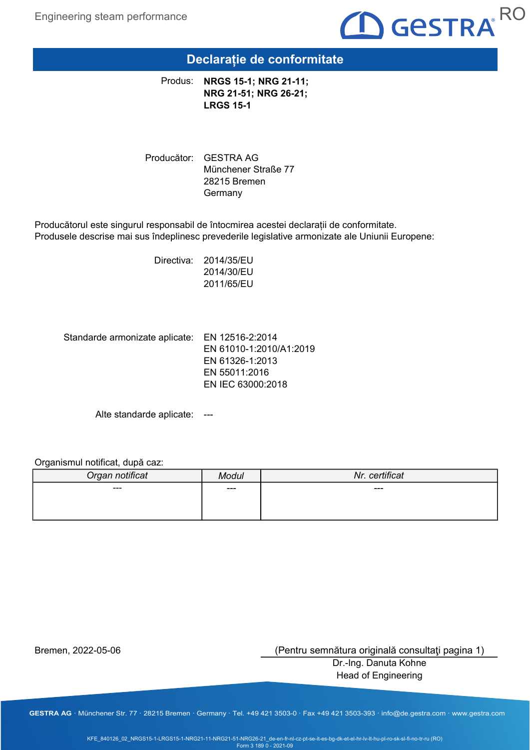# Declarație de conformitate

Produs: **NRGS 15-1; NRG 21-11; NRG 21-51; NRG 26-21; LRGS 15-1**

Producător: GESTRA AG
Münchener Straße 77
28215 Bremen
Germany

Producătorul este singurul responsabil de întocmirea acestei declarații de conformitate.
Produsele descrise mai sus îndeplinesc prevederile legislative armonizate ale Uniunii Europene:

Directiva: 2014/35/EU
2014/30/EU
2011/65/EU

Standarde armonizate aplicate: EN 12516-2:2014
EN 61010-1:2010/A1:2019
EN 61326-1:2013
EN 55011:2016
EN IEC 63000:2018

Alte standarde aplicate: ---

Organismul notificat, după caz:

| *Organ notificat* | *Modul* | *Nr. certificat* |
|---|---|---|
| --- | --- | --- |

Bremen, 2022-05-06

(Pentru semnătura originală consultaţi pagina 1)
Dr.-Ing. Danuta Kohne
Head of Engineering

KFE_840126_02_NRGS15-1-LRGS15-1-NRG21-11-NRG21-51-NRG26-21_de-en-fr-nl-cz-pt-se-it-es-bg-dk-et-el-hr-lv-lt-hu-pl-ro-sk-sl-fi-no-tr-ru (RO)
Form 3 189 0 - 2021-09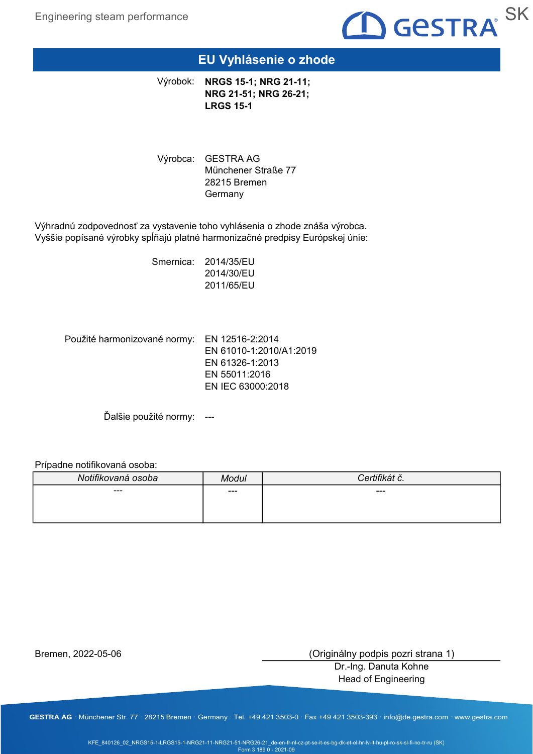# EU Vyhlásenie o zhode

Výrobok: **NRGS 15-1; NRG 21-11; NRG 21-51; NRG 26-21; LRGS 15-1**

Výrobca: GESTRA AG
Münchener Straße 77
28215 Bremen
Germany

Výhradnú zodpovednosť za vystavenie toho vyhlásenia o zhode znáša výrobca.
Vyššie popísané výrobky spĺňajú platné harmonizačné predpisy Európskej únie:

Smernica: 2014/35/EU
2014/30/EU
2011/65/EU

Použité harmonizované normy: EN 12516-2:2014
EN 61010-1:2010/A1:2019
EN 61326-1:2013
EN 55011:2016
EN IEC 63000:2018

Ďalšie použité normy: ---

Prípadne notifikovaná osoba:

| *Notifikovaná osoba* | *Modul* | *Certifikát č.* |
|---|---|---|
| --- | --- | --- |

Bremen, 2022-05-06

(Originálny podpis pozri strana 1)
Dr.-Ing. Danuta Kohne
Head of Engineering

**GESTRA AG** · Münchener Str. 77 · 28215 Bremen · Germany · Tel. +49 421 3503-0 · Fax +49 421 3503-393 · info@de.gestra.com · www.gestra.com

KFE_840126_02_NRGS15-1-LRGS15-1-NRG21-11-NRG21-51-NRG26-21_de-en-fr-nl-cz-pt-se-it-es-bg-dk-et-el-hr-lv-lt-hu-pl-ro-sk-sl-fi-no-tr-ru (SK)
Form 3 189 0 - 2021-09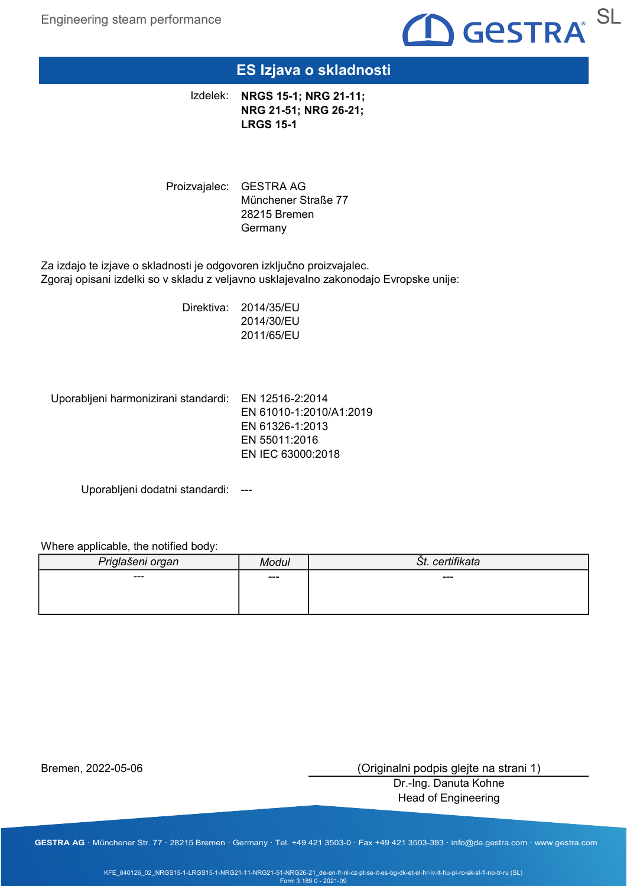# ES Izjava o skladnosti

Izdelek: **NRGS 15-1; NRG 21-11; NRG 21-51; NRG 26-21; LRGS 15-1**

Proizvajalec: GESTRA AG
Münchener Straße 77
28215 Bremen
Germany

Za izdajo te izjave o skladnosti je odgovoren izključno proizvajalec.
Zgoraj opisani izdelki so v skladu z veljavno usklajevalno zakonodajo Evropske unije:

Direktiva: 2014/35/EU
2014/30/EU
2011/65/EU

Uporabljeni harmonizirani standardi: EN 12516-2:2014
EN 61010-1:2010/A1:2019
EN 61326-1:2013
EN 55011:2016
EN IEC 63000:2018

Uporabljeni dodatni standardi: ---

Where applicable, the notified body:

| *Priglašeni organ* | *Modul* | *Št. certifikata* |
|---|---|---|
| --- | --- | --- |

Bremen, 2022-05-06

(Originalni podpis glejte na strani 1)
Dr.-Ing. Danuta Kohne
Head of Engineering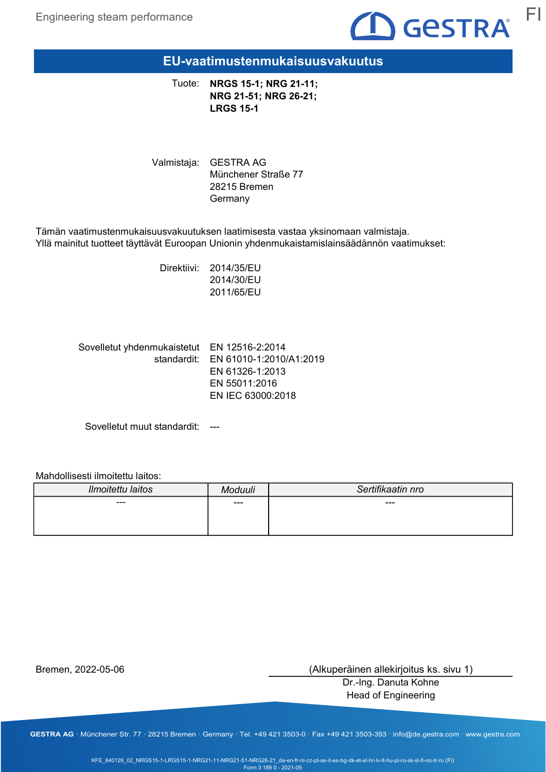# EU-vaatimustenmukaisuusvakuutus

Tuote: **NRGS 15-1; NRG 21-11; NRG 21-51; NRG 26-21; LRGS 15-1**

Valmistaja: GESTRA AG
Münchener Straße 77
28215 Bremen
Germany

Tämän vaatimustenmukaisuusvakuutuksen laatimisesta vastaa yksinomaan valmistaja.
Yllä mainitut tuotteet täyttävät Euroopan Unionin yhdenmukaistamislainsäädännön vaatimukset:

Direktiivi: 2014/35/EU
2014/30/EU
2011/65/EU

Sovelletut yhdenmukaistetut standardit: EN 12516-2:2014
EN 61010-1:2010/A1:2019
EN 61326-1:2013
EN 55011:2016
EN IEC 63000:2018

Sovelletut muut standardit: ---

Mahdollisesti ilmoitettu laitos:

| *Ilmoitettu laitos* | *Moduuli* | *Sertifikaatin nro* |
|---|---|---|
| --- | --- | --- |

Bremen, 2022-05-06

(Alkuperäinen allekirjoitus ks. sivu 1)
Dr.-Ing. Danuta Kohne
Head of Engineering

**GESTRA AG** · Münchener Str. 77 · 28215 Bremen · Germany · Tel. +49 421 3503-0 · Fax +49 421 3503-393 · info@de.gestra.com · www.gestra.com

KFE_840126_02_NRGS15-1-LRGS15-1-NRG21-11-NRG21-51-NRG26-21_de-en-fr-nl-cz-pt-se-it-es-bg-dk-et-el-hr-lv-lt-hu-pl-ro-sk-sl-fi-no-tr-ru (FI)
Form 3 189 0 - 2021-09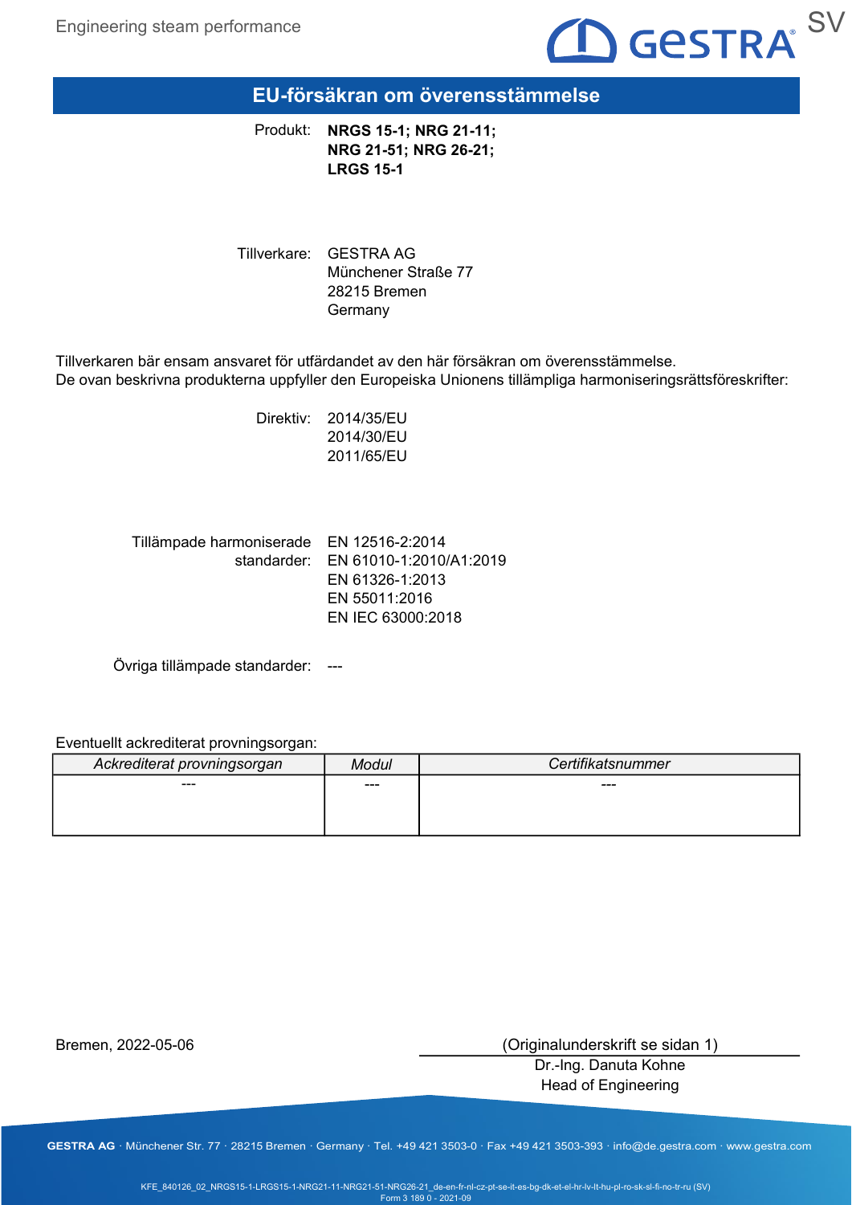# EU-försäkran om överensstämmelse

Produkt: **NRGS 15-1; NRG 21-11; NRG 21-51; NRG 26-21; LRGS 15-1**

Tillverkare: GESTRA AG
Münchener Straße 77
28215 Bremen
Germany

Tillverkaren bär ensam ansvaret för utfärdandet av den här försäkran om överensstämmelse.
De ovan beskrivna produkterna uppfyller den Europeiska Unionens tillämpliga harmoniseringsrättsföreskrifter:

Direktiv: 2014/35/EU
2014/30/EU
2011/65/EU

Tillämpade harmoniserade standarder: EN 12516-2:2014
EN 61010-1:2010/A1:2019
EN 61326-1:2013
EN 55011:2016
EN IEC 63000:2018

Övriga tillämpade standarder: ---

Eventuellt ackrediterat provningsorgan:

| *Ackrediterat provningsorgan* | *Modul* | *Certifikatsnummer* |
|---|---|---|
| --- | --- | --- |

Bremen, 2022-05-06

(Originalunderskrift se sidan 1)
Dr.-Ing. Danuta Kohne
Head of Engineering

**GESTRA AG** · Münchener Str. 77 · 28215 Bremen · Germany · Tel. +49 421 3503-0 · Fax +49 421 3503-393 · info@de.gestra.com · www.gestra.com

KFE_840126_02_NRGS15-1-LRGS15-1-NRG21-11-NRG21-51-NRG26-21_de-en-fr-nl-cz-pt-se-it-es-bg-dk-et-el-hr-lv-lt-hu-pl-ro-sk-sl-fi-no-tr-ru (SV)
Form 3 189 0 - 2021-09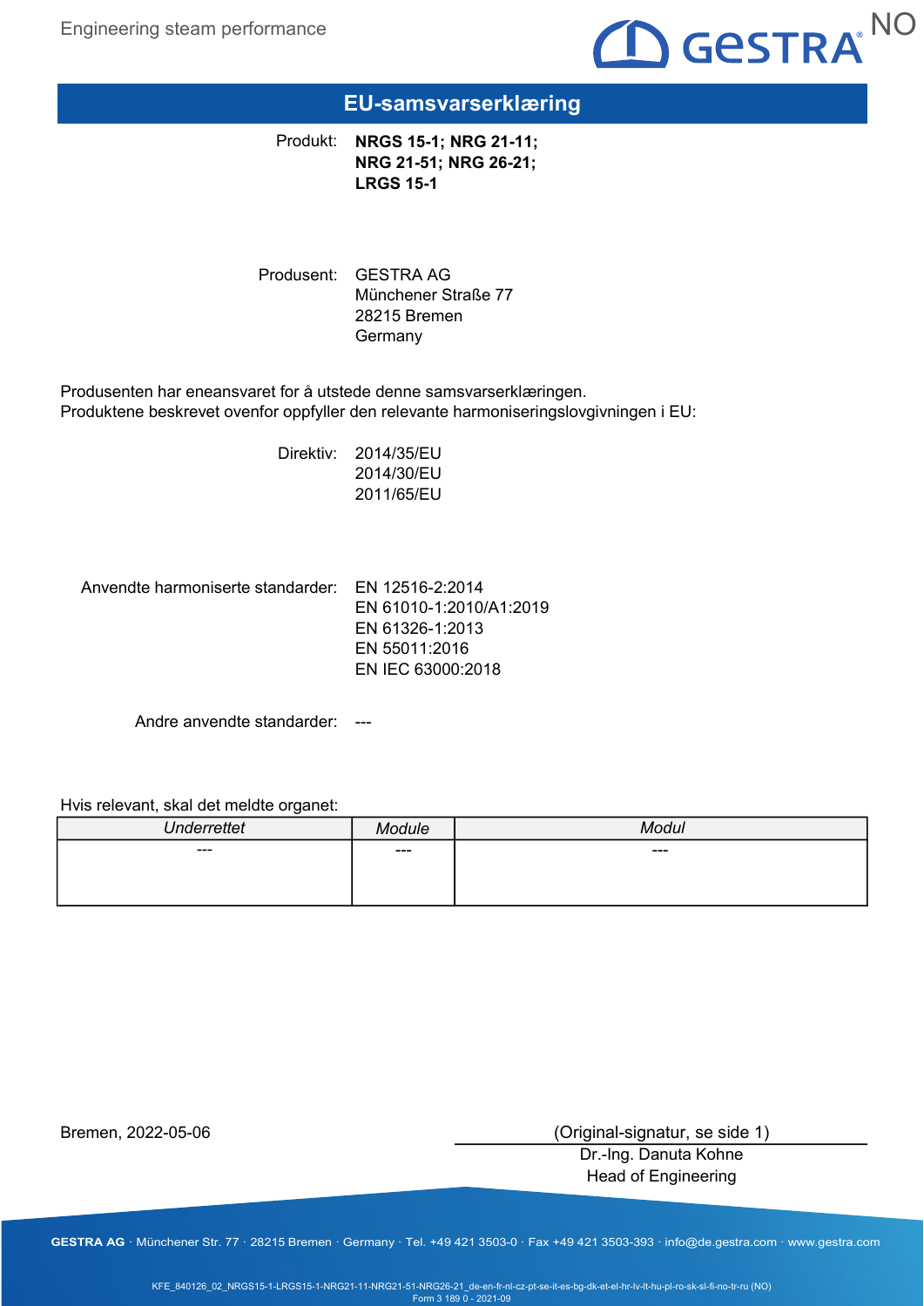# EU-samsvarserklæring

Produkt: **NRGS 15-1; NRG 21-11; NRG 21-51; NRG 26-21; LRGS 15-1**

Produsent: GESTRA AG
Münchener Straße 77
28215 Bremen
Germany

Produsenten har eneansvaret for å utstede denne samsvarserklæringen.
Produktene beskrevet ovenfor oppfyller den relevante harmoniseringslovgivningen i EU:

Direktiv: 2014/35/EU
2014/30/EU
2011/65/EU

Anvendte harmoniserte standarder: EN 12516-2:2014
EN 61010-1:2010/A1:2019
EN 61326-1:2013
EN 55011:2016
EN IEC 63000:2018

Andre anvendte standarder: ---

Hvis relevant, skal det meldte organet:

| *Underrettet* | *Module* | *Modul* |
| --- | --- | --- |
| --- | --- | --- |

Bremen, 2022-05-06

(Original-signatur, se side 1)
Dr.-Ing. Danuta Kohne
Head of Engineering

**GESTRA AG** · Münchener Str. 77 · 28215 Bremen · Germany · Tel. +49 421 3503-0 · Fax +49 421 3503-393 · info@de.gestra.com · www.gestra.com

KFE_840126_02_NRGS15-1-LRGS15-1-NRG21-11-NRG21-51-NRG26-21_de-en-fr-nl-cz-pt-se-it-es-bg-dk-et-el-hr-lv-lt-hu-pl-ro-sk-sl-fi-no-tr-ru (NO)
Form 3 189 0 - 2021-09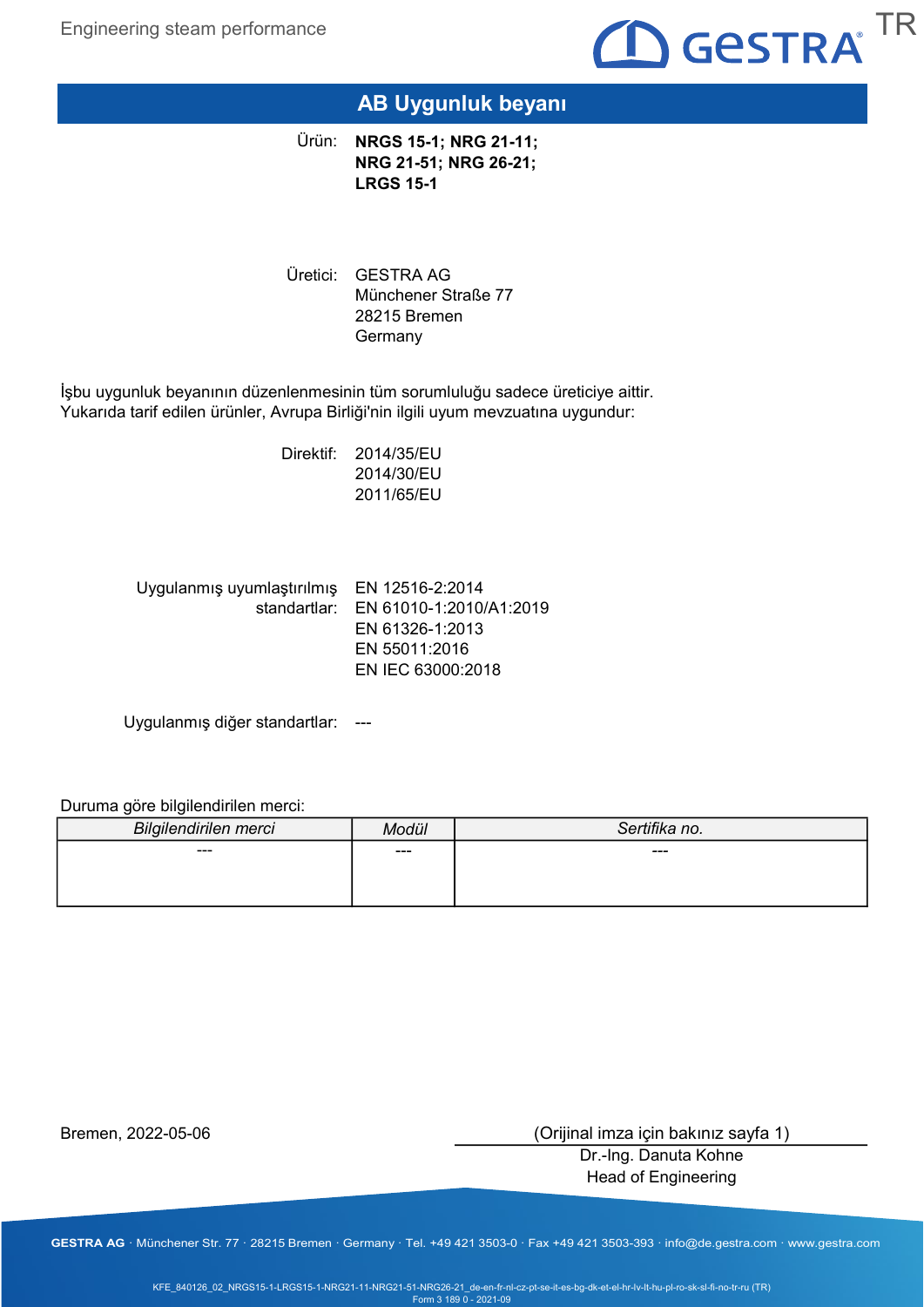# AB Uygunluk beyanı

Ürün: **NRGS 15-1; NRG 21-11; NRG 21-51; NRG 26-21; LRGS 15-1**

Üretici: GESTRA AG
Münchener Straße 77
28215 Bremen
Germany

İşbu uygunluk beyanının düzenlenmesinin tüm sorumluluğu sadece üreticiye aittir.
Yukarıda tarif edilen ürünler, Avrupa Birliği'nin ilgili uyum mevzuatına uygundur:

Direktif: 2014/35/EU
2014/30/EU
2011/65/EU

Uygulanmış uyumlaştırılmış standartlar: EN 12516-2:2014
EN 61010-1:2010/A1:2019
EN 61326-1:2013
EN 55011:2016
EN IEC 63000:2018

Uygulanmış diğer standartlar: ---

Duruma göre bilgilendirilen merci:

| *Bilgilendirilen merci* | *Modül* | *Sertifika no.* |
|---|---|---|
| --- | --- | --- |

Bremen, 2022-05-06

(Orijinal imza için bakınız sayfa 1)
Dr.-Ing. Danuta Kohne
Head of Engineering

**GESTRA AG** · Münchener Str. 77 · 28215 Bremen · Germany · Tel. +49 421 3503-0 · Fax +49 421 3503-393 · info@de.gestra.com · www.gestra.com

KFE_840126_02_NRGS15-1-LRGS15-1-NRG21-11-NRG21-51-NRG26-21_de-en-fr-nl-cz-pt-se-it-es-bg-dk-et-el-hr-lv-lt-hu-pl-ro-sk-sl-fi-no-tr-ru (TR)
Form 3 189 0 - 2021-09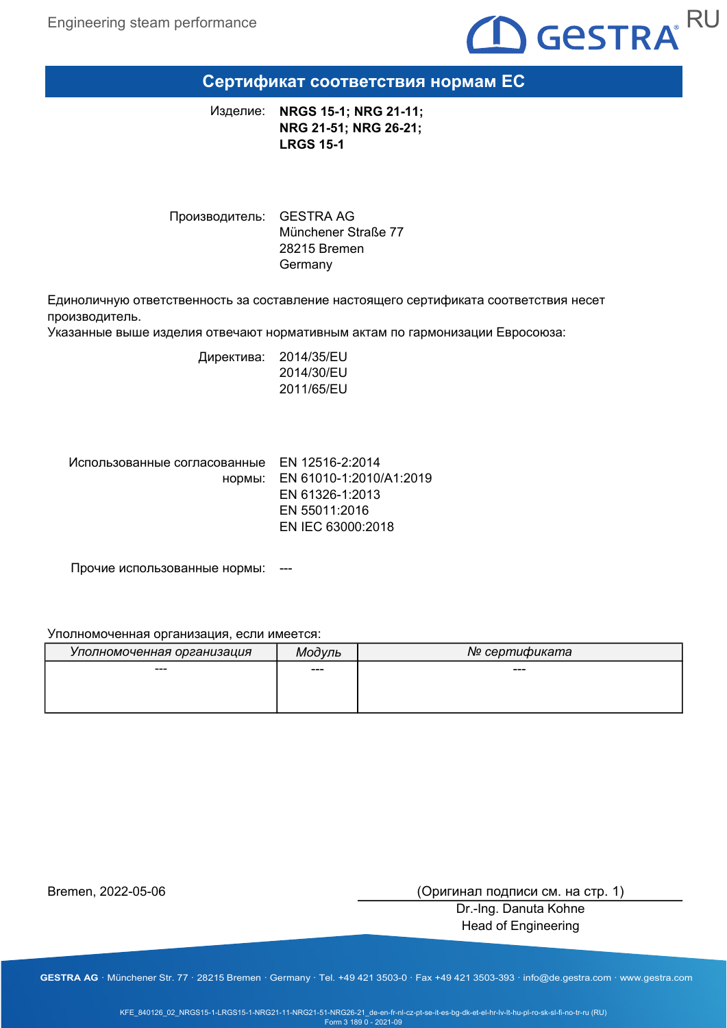# Сертификат соответствия нормам ЕС

Изделие: **NRGS 15-1; NRG 21-11; NRG 21-51; NRG 26-21; LRGS 15-1**

Производитель: GESTRA AG
Münchener Straße 77
28215 Bremen
Germany

Единоличную ответственность за составление настоящего сертификата соответствия несет производитель.
Указанные выше изделия отвечают нормативным актам по гармонизации Евросоюза:

Директива: 2014/35/EU
2014/30/EU
2011/65/EU

Использованные согласованные нормы: EN 12516-2:2014
EN 61010-1:2010/A1:2019
EN 61326-1:2013
EN 55011:2016
EN IEC 63000:2018

Прочие использованные нормы: ---

Уполномоченная организация, если имеется:

| *Уполномоченная организация* | *Модуль* | *№ сертификата* |
|---|---|---|
| --- | --- | --- |

Bremen, 2022-05-06

(Оригинал подписи см. на стр. 1)
Dr.-Ing. Danuta Kohne
Head of Engineering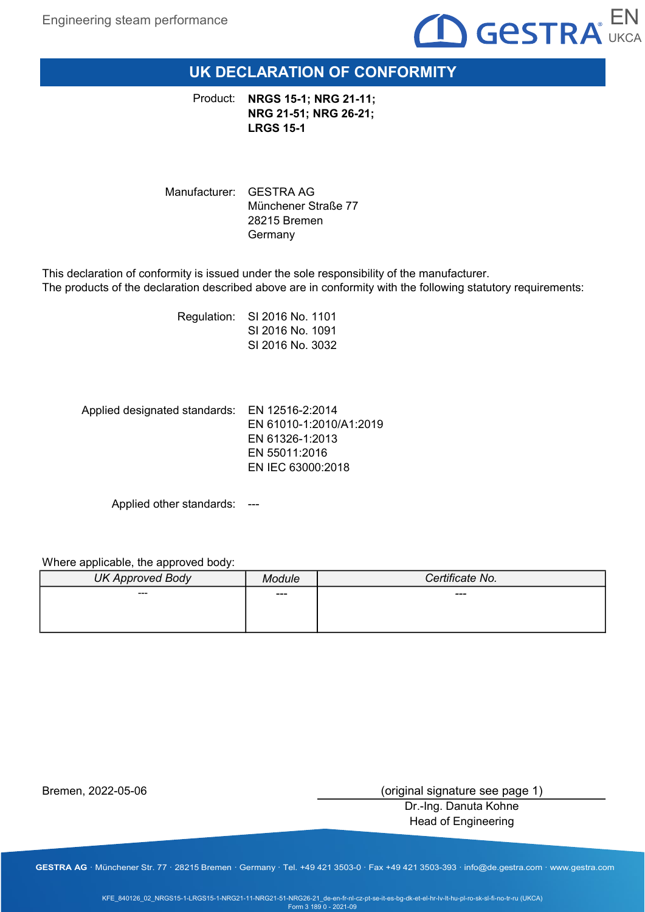# UK DECLARATION OF CONFORMITY

Product: **NRGS 15-1; NRG 21-11; NRG 21-51; NRG 26-21; LRGS 15-1**

Manufacturer: GESTRA AG
Münchener Straße 77
28215 Bremen
Germany

This declaration of conformity is issued under the sole responsibility of the manufacturer.
The products of the declaration described above are in conformity with the following statutory requirements:

Regulation: SI 2016 No. 1101
SI 2016 No. 1091
SI 2016 No. 3032

Applied designated standards: EN 12516-2:2014
EN 61010-1:2010/A1:2019
EN 61326-1:2013
EN 55011:2016
EN IEC 63000:2018

Applied other standards: ---

Where applicable, the approved body:

| *UK Approved Body* | *Module* | *Certificate No.* |
|---|---|---|
| --- | --- | --- |

Bremen, 2022-05-06

(original signature see page 1)
Dr.-Ing. Danuta Kohne
Head of Engineering

**GESTRA AG** · Münchener Str. 77 · 28215 Bremen · Germany · Tel. +49 421 3503-0 · Fax +49 421 3503-393 · info@de.gestra.com · www.gestra.com

KFE_840126_02_NRGS15-1-LRGS15-1-NRG21-11-NRG21-51-NRG26-21_de-en-fr-nl-cz-pt-se-it-es-bg-dk-et-el-hr-lv-lt-hu-pl-ro-sk-sl-fi-no-tr-ru (UKCA)
Form 3 189 0 - 2021-09